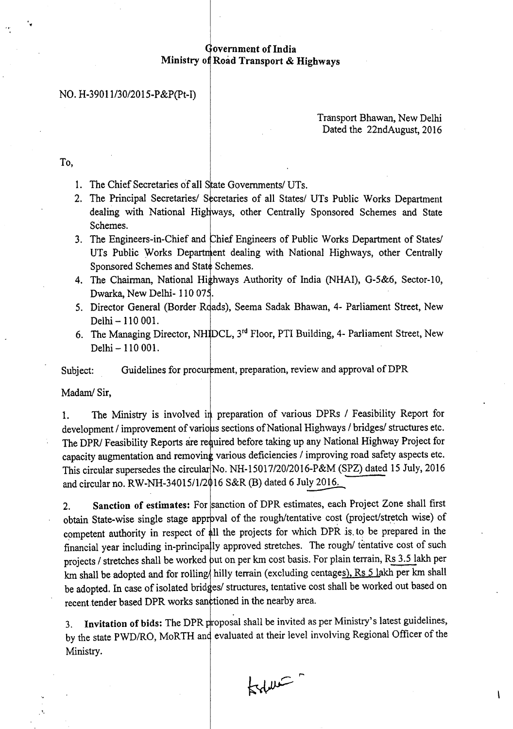**Government of India**
**Ministry of Road Transport & Highways**

NO. H-39011/30/2015-P&P(Pt-I)

Transport Bhawan, New Delhi
Dated the 22ndAugust, 2016

To,

1. The Chief Secretaries of all State Governments/ UTs.
2. The Principal Secretaries/ Secretaries of all States/ UTs Public Works Department dealing with National Highways, other Centrally Sponsored Schemes and State Schemes.
3. The Engineers-in-Chief and Chief Engineers of Public Works Department of States/ UTs Public Works Department dealing with National Highways, other Centrally Sponsored Schemes and State Schemes.
4. The Chairman, National Highways Authority of India (NHAI), G-5&6, Sector-10, Dwarka, New Delhi- 110 075.
5. Director General (Border Roads), Seema Sadak Bhawan, 4- Parliament Street, New Delhi – 110 001.
6. The Managing Director, NHIDCL, 3rd Floor, PTI Building, 4- Parliament Street, New Delhi – 110 001.

Subject: Guidelines for procurement, preparation, review and approval of DPR

Madam/ Sir,

1. The Ministry is involved in preparation of various DPRs / Feasibility Report for development / improvement of various sections of National Highways / bridges/ structures etc. The DPR/ Feasibility Reports are required before taking up any National Highway Project for capacity augmentation and removing various deficiencies / improving road safety aspects etc. This circular supersedes the circular No. NH-15017/20/2016-P&M (SPZ) dated 15 July, 2016 and circular no. RW-NH-34015/1/2016 S&R (B) dated 6 July 2016.

2. **Sanction of estimates:** For sanction of DPR estimates, each Project Zone shall first obtain State-wise single stage approval of the rough/tentative cost (project/stretch wise) of competent authority in respect of all the projects for which DPR is to be prepared in the financial year including in-principally approved stretches. The rough/ tentative cost of such projects / stretches shall be worked out on per km cost basis. For plain terrain, Rs 3.5 lakh per km shall be adopted and for rolling/ hilly terrain (excluding centages), Rs 5 lakh per km shall be adopted. In case of isolated bridges/ structures, tentative cost shall be worked out based on recent tender based DPR works sanctioned in the nearby area.

3. **Invitation of bids:** The DPR proposal shall be invited as per Ministry's latest guidelines, by the state PWD/RO, MoRTH and evaluated at their level involving Regional Officer of the Ministry.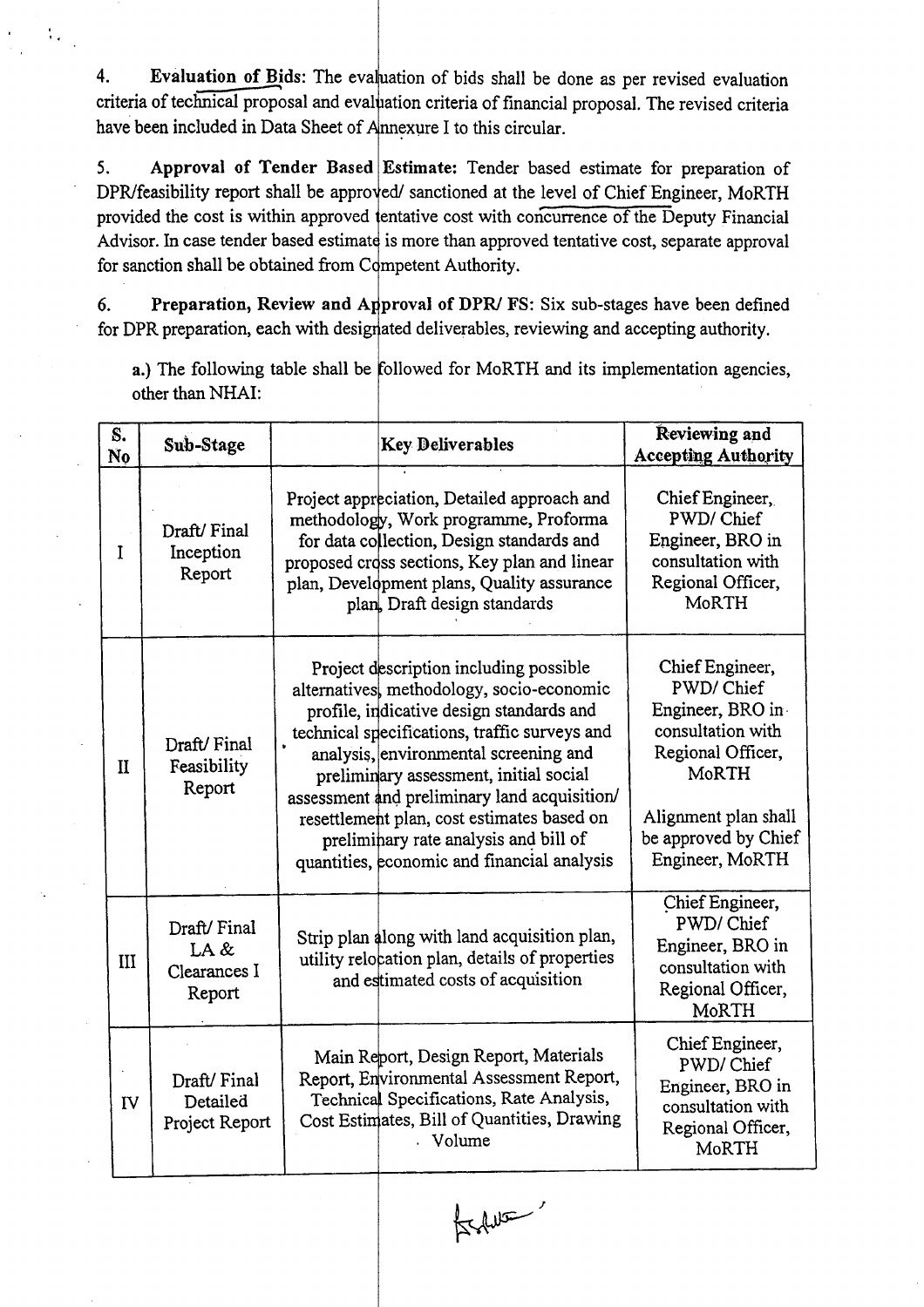4. **Evaluation of Bids**: The evaluation of bids shall be done as per revised evaluation criteria of technical proposal and evaluation criteria of financial proposal. The revised criteria have been included in Data Sheet of Annexure I to this circular.

5. **Approval of Tender Based Estimate**: Tender based estimate for preparation of DPR/feasibility report shall be approved/ sanctioned at the level of Chief Engineer, MoRTH provided the cost is within approved tentative cost with concurrence of the Deputy Financial Advisor. In case tender based estimate is more than approved tentative cost, separate approval for sanction shall be obtained from Competent Authority.

6. **Preparation, Review and Approval of DPR/ FS**: Six sub-stages have been defined for DPR preparation, each with designated deliverables, reviewing and accepting authority.

**a.)** The following table shall be followed for MoRTH and its implementation agencies, other than NHAI:

| S. No | Sub-Stage | Key Deliverables | Reviewing and Accepting Authority |
|---|---|---|---|
| I | Draft/ Final Inception Report | Project appreciation, Detailed approach and methodology, Work programme, Proforma for data collection, Design standards and proposed cross sections, Key plan and linear plan, Development plans, Quality assurance plan, Draft design standards | Chief Engineer, PWD/ Chief Engineer, BRO in consultation with Regional Officer, MoRTH |
| II | Draft/ Final Feasibility Report | Project description including possible alternatives, methodology, socio-economic profile, indicative design standards and technical specifications, traffic surveys and analysis, environmental screening and preliminary assessment, initial social assessment and preliminary land acquisition/ resettlement plan, cost estimates based on preliminary rate analysis and bill of quantities, economic and financial analysis | Chief Engineer, PWD/ Chief Engineer, BRO in consultation with Regional Officer, MoRTH<br><br>Alignment plan shall be approved by Chief Engineer, MoRTH |
| III | Draft/ Final LA & Clearances I Report | Strip plan along with land acquisition plan, utility relocation plan, details of properties and estimated costs of acquisition | Chief Engineer, PWD/ Chief Engineer, BRO in consultation with Regional Officer, MoRTH |
| IV | Draft/ Final Detailed Project Report | Main Report, Design Report, Materials Report, Environmental Assessment Report, Technical Specifications, Rate Analysis, Cost Estimates, Bill of Quantities, Drawing Volume | Chief Engineer, PWD/ Chief Engineer, BRO in consultation with Regional Officer, MoRTH |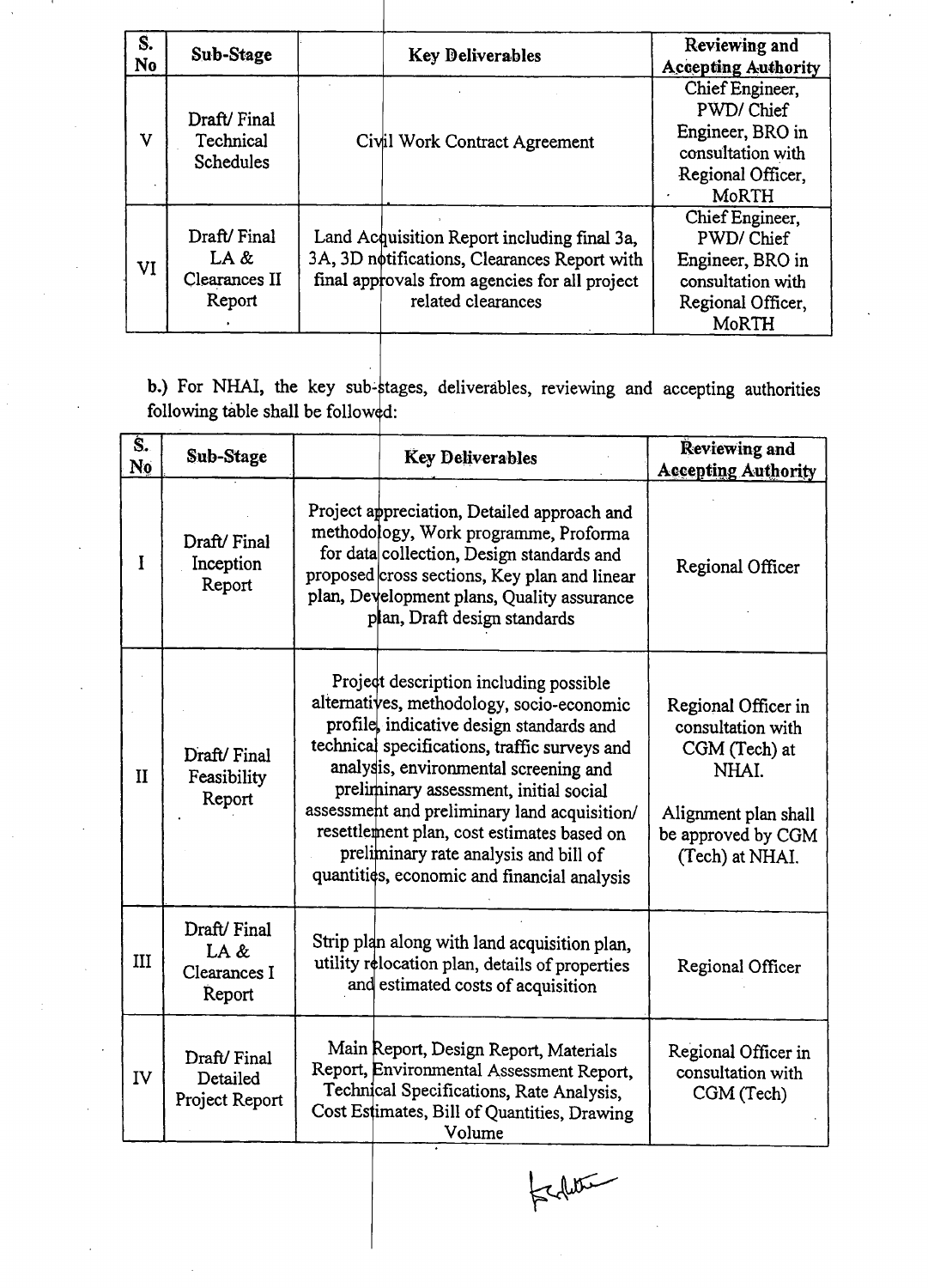| S. No | Sub-Stage | Key Deliverables | Reviewing and Accepting Authority |
|---|---|---|---|
| V | Draft/ Final Technical Schedules | Civil Work Contract Agreement | Chief Engineer, PWD/ Chief Engineer, BRO in consultation with Regional Officer, MoRTH |
| VI | Draft/ Final LA & Clearances II Report | Land Acquisition Report including final 3a, 3A, 3D notifications, Clearances Report with final approvals from agencies for all project related clearances | Chief Engineer, PWD/ Chief Engineer, BRO in consultation with Regional Officer, MoRTH |

b.) For NHAI, the key sub-stages, deliverables, reviewing and accepting authorities following table shall be followed:

| S. No | Sub-Stage | Key Deliverables | Reviewing and Accepting Authority |
|---|---|---|---|
| I | Draft/ Final Inception Report | Project appreciation, Detailed approach and methodology, Work programme, Proforma for data collection, Design standards and proposed cross sections, Key plan and linear plan, Development plans, Quality assurance plan, Draft design standards | Regional Officer |
| II | Draft/ Final Feasibility Report | Project description including possible alternatives, methodology, socio-economic profile, indicative design standards and technical specifications, traffic surveys and analysis, environmental screening and preliminary assessment, initial social assessment and preliminary land acquisition/ resettlement plan, cost estimates based on preliminary rate analysis and bill of quantities, economic and financial analysis | Regional Officer in consultation with CGM (Tech) at NHAI. Alignment plan shall be approved by CGM (Tech) at NHAI. |
| III | Draft/ Final LA & Clearances I Report | Strip plan along with land acquisition plan, utility relocation plan, details of properties and estimated costs of acquisition | Regional Officer |
| IV | Draft/ Final Detailed Project Report | Main Report, Design Report, Materials Report, Environmental Assessment Report, Technical Specifications, Rate Analysis, Cost Estimates, Bill of Quantities, Drawing Volume | Regional Officer in consultation with CGM (Tech) |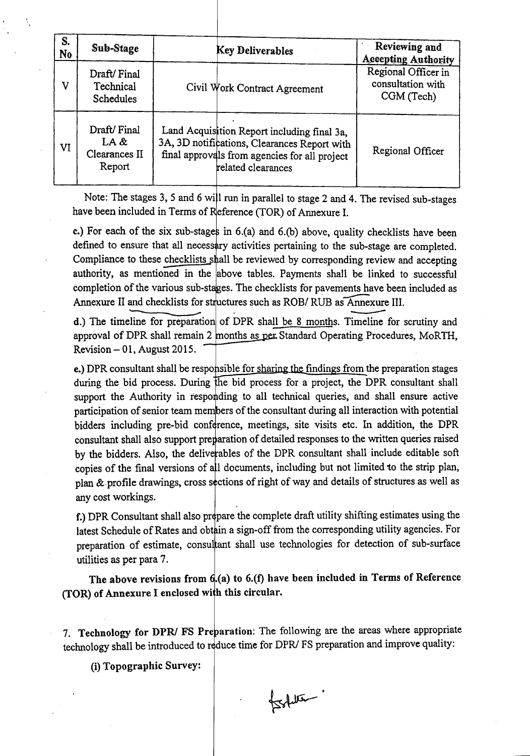| S. No | Sub-Stage | Key Deliverables | Reviewing and Accepting Authority |
|---|---|---|---|
| V | Draft/ Final Technical Schedules | Civil Work Contract Agreement | Regional Officer in consultation with CGM (Tech) |
| VI | Draft/ Final LA & Clearances II Report | Land Acquisition Report including final 3a, 3A, 3D notifications, Clearances Report with final approvals from agencies for all project related clearances | Regional Officer |

Note: The stages 3, 5 and 6 will run in parallel to stage 2 and 4. The revised sub-stages have been included in Terms of Reference (TOR) of Annexure I.

**c.)** For each of the six sub-stages in 6.(a) and 6.(b) above, quality checklists have been defined to ensure that all necessary activities pertaining to the sub-stage are completed. Compliance to these checklists shall be reviewed by corresponding review and accepting authority, as mentioned in the above tables. Payments shall be linked to successful completion of the various sub-stages. The checklists for pavements have been included as Annexure II and checklists for structures such as ROB/ RUB as Annexure III.

**d.)** The timeline for preparation of DPR shall be 8 months. Timeline for scrutiny and approval of DPR shall remain 2 months as per Standard Operating Procedures, MoRTH, Revision – 01, August 2015.

**e.)** DPR consultant shall be responsible for sharing the findings from the preparation stages during the bid process. During the bid process for a project, the DPR consultant shall support the Authority in responding to all technical queries, and shall ensure active participation of senior team members of the consultant during all interaction with potential bidders including pre-bid conference, meetings, site visits etc. In addition, the DPR consultant shall also support preparation of detailed responses to the written queries raised by the bidders. Also, the deliverables of the DPR consultant shall include editable soft copies of the final versions of all documents, including but not limited to the strip plan, plan & profile drawings, cross sections of right of way and details of structures as well as any cost workings.

**f.)** DPR Consultant shall also prepare the complete draft utility shifting estimates using the latest Schedule of Rates and obtain a sign-off from the corresponding utility agencies. For preparation of estimate, consultant shall use technologies for detection of sub-surface utilities as per para 7.

**The above revisions from 6.(a) to 6.(f) have been included in Terms of Reference (TOR) of Annexure I enclosed with this circular.**

7. **Technology for DPR/ FS Preparation**: The following are the areas where appropriate technology shall be introduced to reduce time for DPR/ FS preparation and improve quality:

**(i) Topographic Survey:**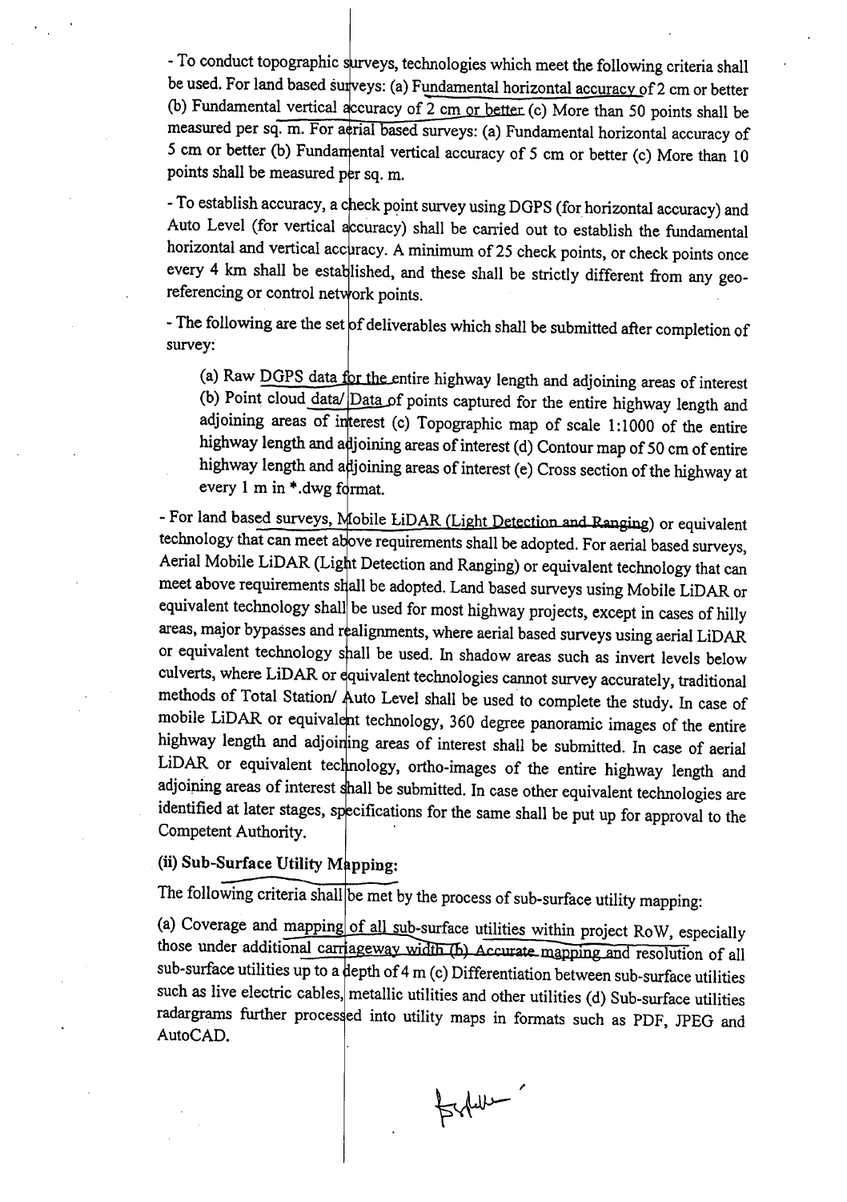- To conduct topographic surveys, technologies which meet the following criteria shall be used. For land based surveys: (a) Fundamental horizontal accuracy of 2 cm or better (b) Fundamental vertical accuracy of 2 cm or better (c) More than 50 points shall be measured per sq. m. For aerial based surveys: (a) Fundamental horizontal accuracy of 5 cm or better (b) Fundamental vertical accuracy of 5 cm or better (c) More than 10 points shall be measured per sq. m.

- To establish accuracy, a check point survey using DGPS (for horizontal accuracy) and Auto Level (for vertical accuracy) shall be carried out to establish the fundamental horizontal and vertical accuracy. A minimum of 25 check points, or check points once every 4 km shall be established, and these shall be strictly different from any geo-referencing or control network points.

- The following are the set of deliverables which shall be submitted after completion of survey:

  (a) Raw DGPS data for the entire highway length and adjoining areas of interest (b) Point cloud data/ Data of points captured for the entire highway length and adjoining areas of interest (c) Topographic map of scale 1:1000 of the entire highway length and adjoining areas of interest (d) Contour map of 50 cm of entire highway length and adjoining areas of interest (e) Cross section of the highway at every 1 m in *.dwg format.

- For land based surveys, Mobile LiDAR (Light Detection and Ranging) or equivalent technology that can meet above requirements shall be adopted. For aerial based surveys, Aerial Mobile LiDAR (Light Detection and Ranging) or equivalent technology that can meet above requirements shall be adopted. Land based surveys using Mobile LiDAR or equivalent technology shall be used for most highway projects, except in cases of hilly areas, major bypasses and realignments, where aerial based surveys using aerial LiDAR or equivalent technology shall be used. In shadow areas such as invert levels below culverts, where LiDAR or equivalent technologies cannot survey accurately, traditional methods of Total Station/ Auto Level shall be used to complete the study. In case of mobile LiDAR or equivalent technology, 360 degree panoramic images of the entire highway length and adjoining areas of interest shall be submitted. In case of aerial LiDAR or equivalent technology, ortho-images of the entire highway length and adjoining areas of interest shall be submitted. In case other equivalent technologies are identified at later stages, specifications for the same shall be put up for approval to the Competent Authority.

**(ii) Sub-Surface Utility Mapping:**

The following criteria shall be met by the process of sub-surface utility mapping:

(a) Coverage and mapping of all sub-surface utilities within project RoW, especially those under additional carriageway width (b) Accurate mapping and resolution of all sub-surface utilities up to a depth of 4 m (c) Differentiation between sub-surface utilities such as live electric cables, metallic utilities and other utilities (d) Sub-surface utilities radargrams further processed into utility maps in formats such as PDF, JPEG and AutoCAD.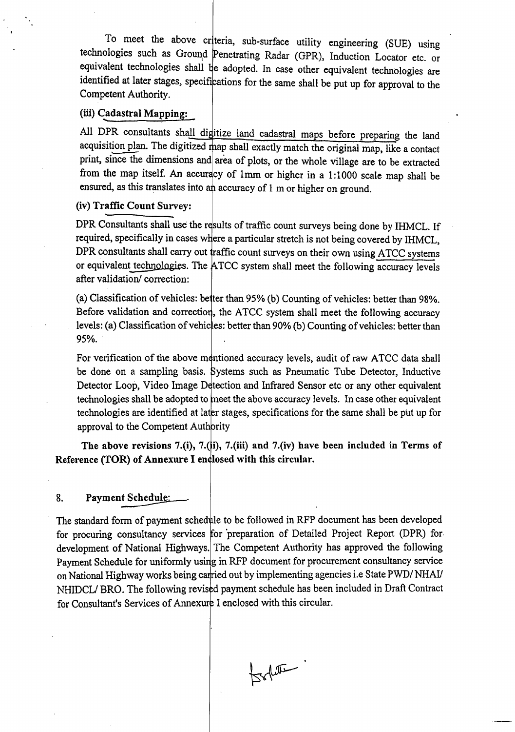To meet the above criteria, sub-surface utility engineering (SUE) using technologies such as Ground Penetrating Radar (GPR), Induction Locator etc. or equivalent technologies shall be adopted. In case other equivalent technologies are identified at later stages, specifications for the same shall be put up for approval to the Competent Authority.

**(iii) Cadastral Mapping:**

All DPR consultants shall digitize land cadastral maps before preparing the land acquisition plan. The digitized map shall exactly match the original map, like a contact print, since the dimensions and area of plots, or the whole village are to be extracted from the map itself. An accuracy of 1mm or higher in a 1:1000 scale map shall be ensured, as this translates into an accuracy of 1 m or higher on ground.

**(iv) Traffic Count Survey:**

DPR Consultants shall use the results of traffic count surveys being done by IHMCL. If required, specifically in cases where a particular stretch is not being covered by IHMCL, DPR consultants shall carry out traffic count surveys on their own using ATCC systems or equivalent technologies. The ATCC system shall meet the following accuracy levels after validation/ correction:

(a) Classification of vehicles: better than 95% (b) Counting of vehicles: better than 98%. Before validation and correction, the ATCC system shall meet the following accuracy levels: (a) Classification of vehicles: better than 90% (b) Counting of vehicles: better than 95%.

For verification of the above mentioned accuracy levels, audit of raw ATCC data shall be done on a sampling basis. Systems such as Pneumatic Tube Detector, Inductive Detector Loop, Video Image Detection and Infrared Sensor etc or any other equivalent technologies shall be adopted to meet the above accuracy levels. In case other equivalent technologies are identified at later stages, specifications for the same shall be put up for approval to the Competent Authority

**The above revisions 7.(i), 7.(ii), 7.(iii) and 7.(iv) have been included in Terms of Reference (TOR) of Annexure I enclosed with this circular.**

## 8. Payment Schedule:

The standard form of payment schedule to be followed in RFP document has been developed for procuring consultancy services for preparation of Detailed Project Report (DPR) for development of National Highways. The Competent Authority has approved the following Payment Schedule for uniformly using in RFP document for procurement consultancy service on National Highway works being carried out by implementing agencies i.e State PWD/ NHAI/ NHIDCL/ BRO. The following revised payment schedule has been included in Draft Contract for Consultant's Services of Annexure I enclosed with this circular.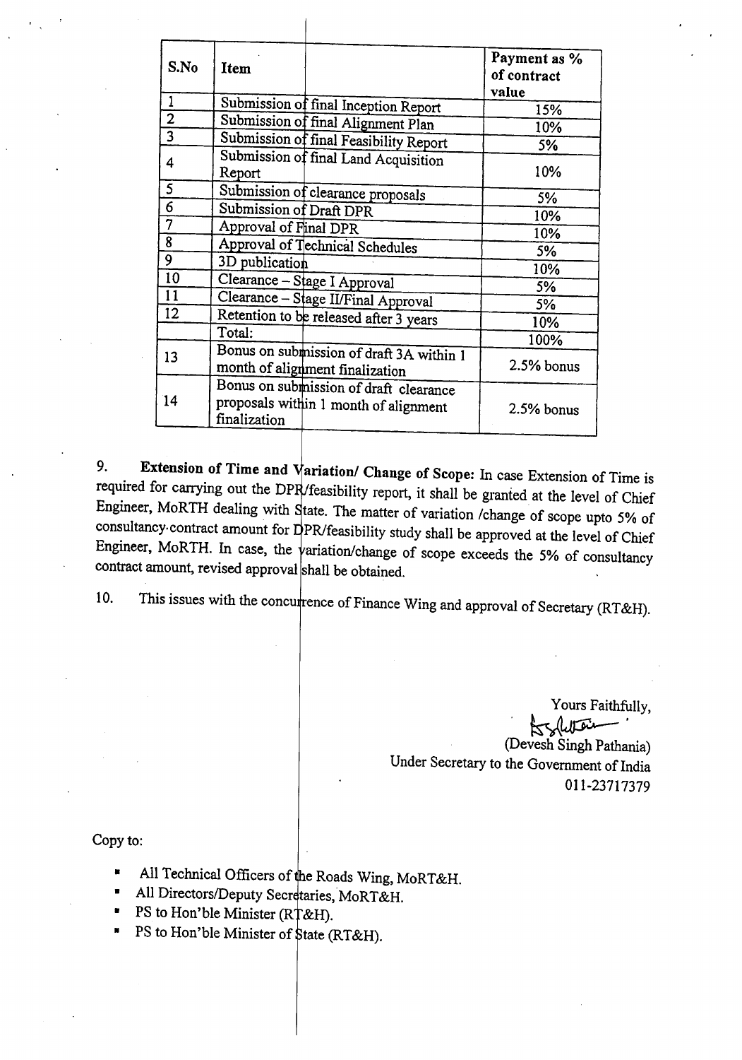| S.No | Item | Payment as % of contract value |
|---|---|---|
| 1 | Submission of final Inception Report | 15% |
| 2 | Submission of final Alignment Plan | 10% |
| 3 | Submission of final Feasibility Report | 5% |
| 4 | Submission of final Land Acquisition Report | 10% |
| 5 | Submission of clearance proposals | 5% |
| 6 | Submission of Draft DPR | 10% |
| 7 | Approval of Final DPR | 10% |
| 8 | Approval of Technical Schedules | 5% |
| 9 | 3D publication | 10% |
| 10 | Clearance – Stage I Approval | 5% |
| 11 | Clearance – Stage II/Final Approval | 5% |
| 12 | Retention to be released after 3 years | 10% |
| | Total: | 100% |
| 13 | Bonus on submission of draft 3A within 1 month of alignment finalization | 2.5% bonus |
| 14 | Bonus on submission of draft clearance proposals within 1 month of alignment finalization | 2.5% bonus |

9. **Extension of Time and Variation/ Change of Scope:** In case Extension of Time is required for carrying out the DPR/feasibility report, it shall be granted at the level of Chief Engineer, MoRTH dealing with State. The matter of variation /change of scope upto 5% of consultancy contract amount for DPR/feasibility study shall be approved at the level of Chief Engineer, MoRTH. In case, the variation/change of scope exceeds the 5% of consultancy contract amount, revised approval shall be obtained.

10. This issues with the concurrence of Finance Wing and approval of Secretary (RT&H).

Yours Faithfully,

(Devesh Singh Pathania)
Under Secretary to the Government of India
011-23717379

Copy to:

- All Technical Officers of the Roads Wing, MoRT&H.
- All Directors/Deputy Secretaries, MoRT&H.
- PS to Hon'ble Minister (RT&H).
- PS to Hon'ble Minister of State (RT&H).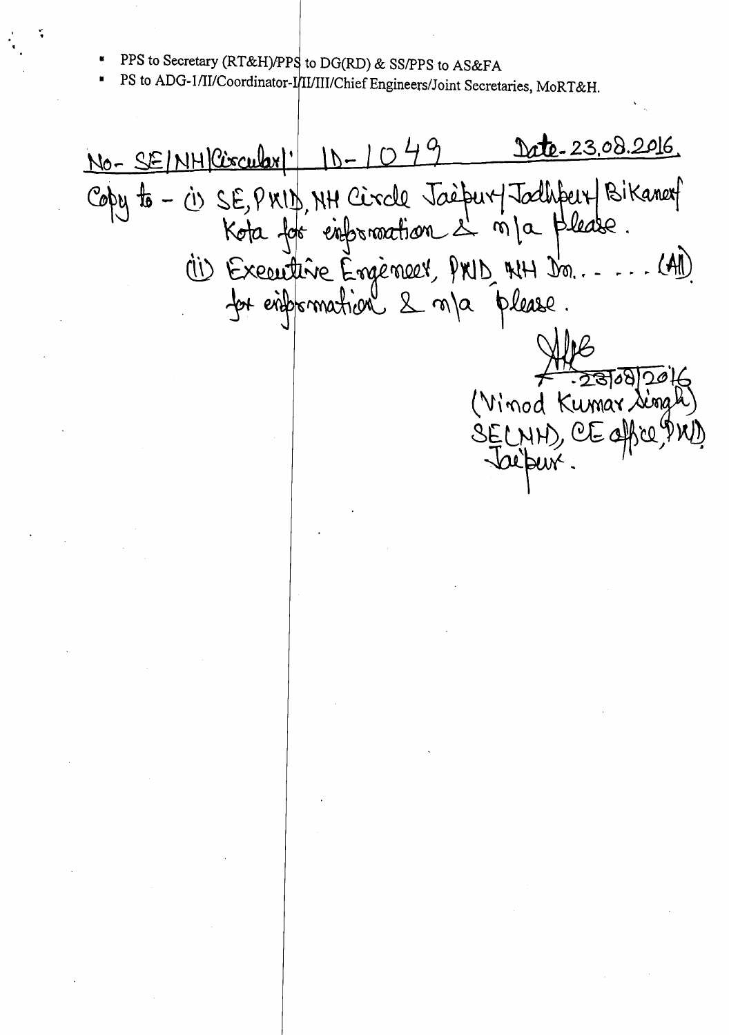- PPS to Secretary (RT&H)/PPS to DG(RD) & SS/PPS to AS&FA
- PS to ADG-1/II/Coordinator-I/II/III/Chief Engineers/Joint Secretaries, MoRT&H.

No- SE/NH/Circular/ ID-1049 Date-23.08.2016.

Copy to - (i) SE, PWD, NH Circle Jaipur/Jodhpur/Bikaner/ Kota for information & n/a please.

(ii) Executive Engineer, PWD NH Dn...... (All) for information & n/a please.

Sd/- 23/08/2016
(Vinod Kumar Singh)
SE(NH), CE office, PWD
Jaipur.